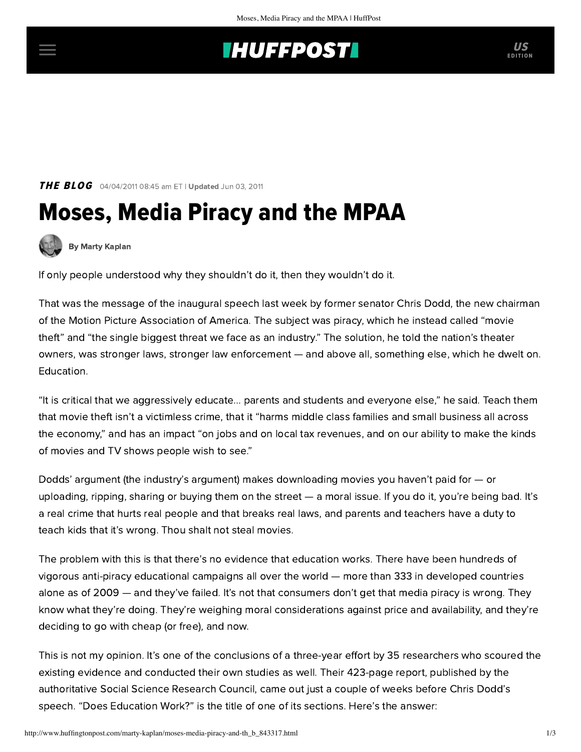THE BLOG 04/04/2011 08:45 am ET | **Updated** Jun 03, 2011

# Moses, Media Piracy and the MPAA

**By Marty Kaplan**

If only people understood why they shouldn't do it, then they wouldn't do it.

That was the message of the inaugural speech last week by former senator Chris Dodd, the new chairman of the Motion Picture Association of America. The subject was piracy, which he instead called "movie theft" and "the single biggest threat we face as an industry." The solution, he told the nation's theater owners, was stronger laws, stronger law enforcement — and above all, something else, which he dwelt on. Education.

"It is critical that we aggressively educate... parents and students and everyone else," he said. Teach them that movie theft isn't a victimless crime, that it "harms middle class families and small business all across the economy," and has an impact "on jobs and on local tax revenues, and on our ability to make the kinds of movies and TV shows people wish to see."

Dodds' argument (the industry's argument) makes downloading movies you haven't paid for — or uploading, ripping, sharing or buying them on the street — a moral issue. If you do it, you're being bad. It's a real crime that hurts real people and that breaks real laws, and parents and teachers have a duty to teach kids that it's wrong. Thou shalt not steal movies.

The problem with this is that there's no evidence that education works. There have been hundreds of vigorous anti-piracy educational campaigns all over the world — more than 333 in developed countries alone as of 2009 — and they've failed. It's not that consumers don't get that media piracy is wrong. They know what they're doing. They're weighing moral considerations against price and availability, and they're deciding to go with cheap (or free), and now.

This is not my opinion. It's one of the conclusions of a three-year effort by 35 researchers who scoured the existing evidence and conducted their own studies as well. Their 423-page report, published by the authoritative Social Science Research Council, came out just a couple of weeks before Chris Dodd's speech. "Does Education Work?" is the title of one of its sections. Here's the answer: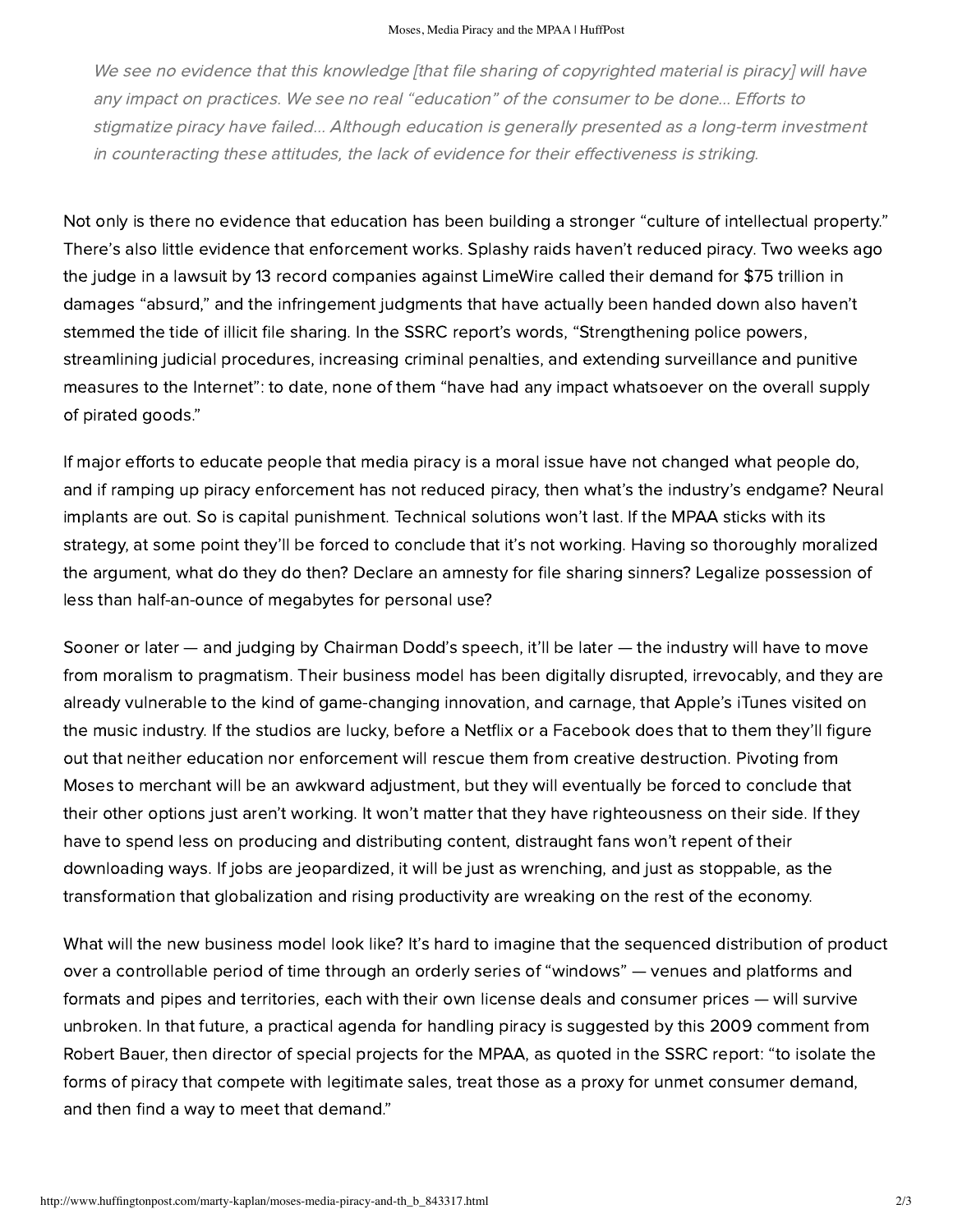> *We see no evidence that this knowledge [that file sharing of copyrighted material is piracy] will have any impact on practices. We see no real "education" of the consumer to be done... Efforts to stigmatize piracy have failed... Although education is generally presented as a long-term investment in counteracting these attitudes, the lack of evidence for their effectiveness is striking.*

Not only is there no evidence that education has been building a stronger "culture of intellectual property." There's also little evidence that enforcement works. Splashy raids haven't reduced piracy. Two weeks ago the judge in a lawsuit by 13 record companies against LimeWire called their demand for $75 trillion in damages "absurd," and the infringement judgments that have actually been handed down also haven't stemmed the tide of illicit file sharing. In the SSRC report's words, "Strengthening police powers, streamlining judicial procedures, increasing criminal penalties, and extending surveillance and punitive measures to the Internet": to date, none of them "have had any impact whatsoever on the overall supply of pirated goods."

If major efforts to educate people that media piracy is a moral issue have not changed what people do, and if ramping up piracy enforcement has not reduced piracy, then what's the industry's endgame? Neural implants are out. So is capital punishment. Technical solutions won't last. If the MPAA sticks with its strategy, at some point they'll be forced to conclude that it's not working. Having so thoroughly moralized the argument, what do they do then? Declare an amnesty for file sharing sinners? Legalize possession of less than half-an-ounce of megabytes for personal use?

Sooner or later — and judging by Chairman Dodd's speech, it'll be later — the industry will have to move from moralism to pragmatism. Their business model has been digitally disrupted, irrevocably, and they are already vulnerable to the kind of game-changing innovation, and carnage, that Apple's iTunes visited on the music industry. If the studios are lucky, before a Netflix or a Facebook does that to them they'll figure out that neither education nor enforcement will rescue them from creative destruction. Pivoting from Moses to merchant will be an awkward adjustment, but they will eventually be forced to conclude that their other options just aren't working. It won't matter that they have righteousness on their side. If they have to spend less on producing and distributing content, distraught fans won't repent of their downloading ways. If jobs are jeopardized, it will be just as wrenching, and just as stoppable, as the transformation that globalization and rising productivity are wreaking on the rest of the economy.

What will the new business model look like? It's hard to imagine that the sequenced distribution of product over a controllable period of time through an orderly series of "windows" — venues and platforms and formats and pipes and territories, each with their own license deals and consumer prices — will survive unbroken. In that future, a practical agenda for handling piracy is suggested by this 2009 comment from Robert Bauer, then director of special projects for the MPAA, as quoted in the SSRC report: "to isolate the forms of piracy that compete with legitimate sales, treat those as a proxy for unmet consumer demand, and then find a way to meet that demand."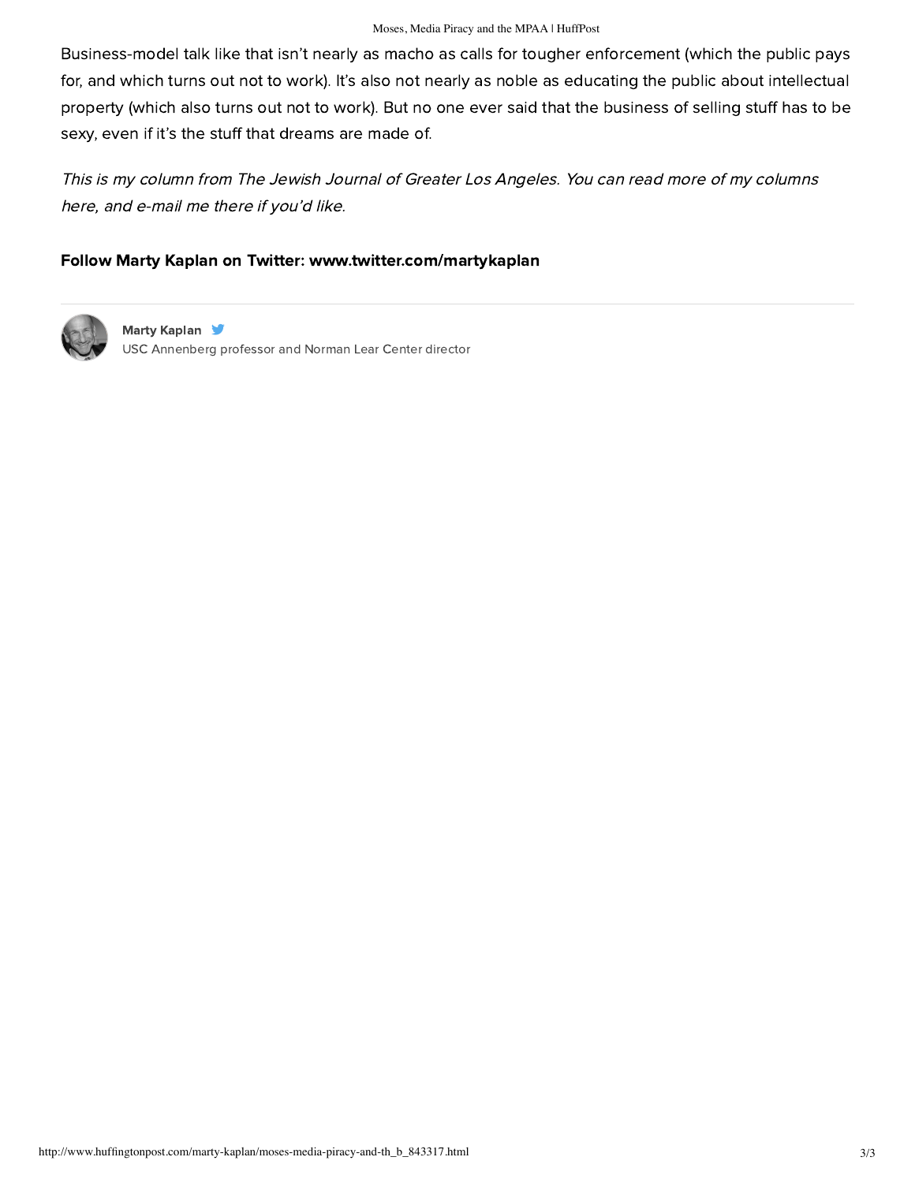Business-model talk like that isn't nearly as macho as calls for tougher enforcement (which the public pays for, and which turns out not to work). It's also not nearly as noble as educating the public about intellectual property (which also turns out not to work). But no one ever said that the business of selling stuff has to be sexy, even if it's the stuff that dreams are made of.

*This is my column from The Jewish Journal of Greater Los Angeles. You can read more of my columns here, and e-mail me there if you'd like.*

**Follow Marty Kaplan on Twitter: www.twitter.com/martykaplan**

---

**Marty Kaplan**
USC Annenberg professor and Norman Lear Center director